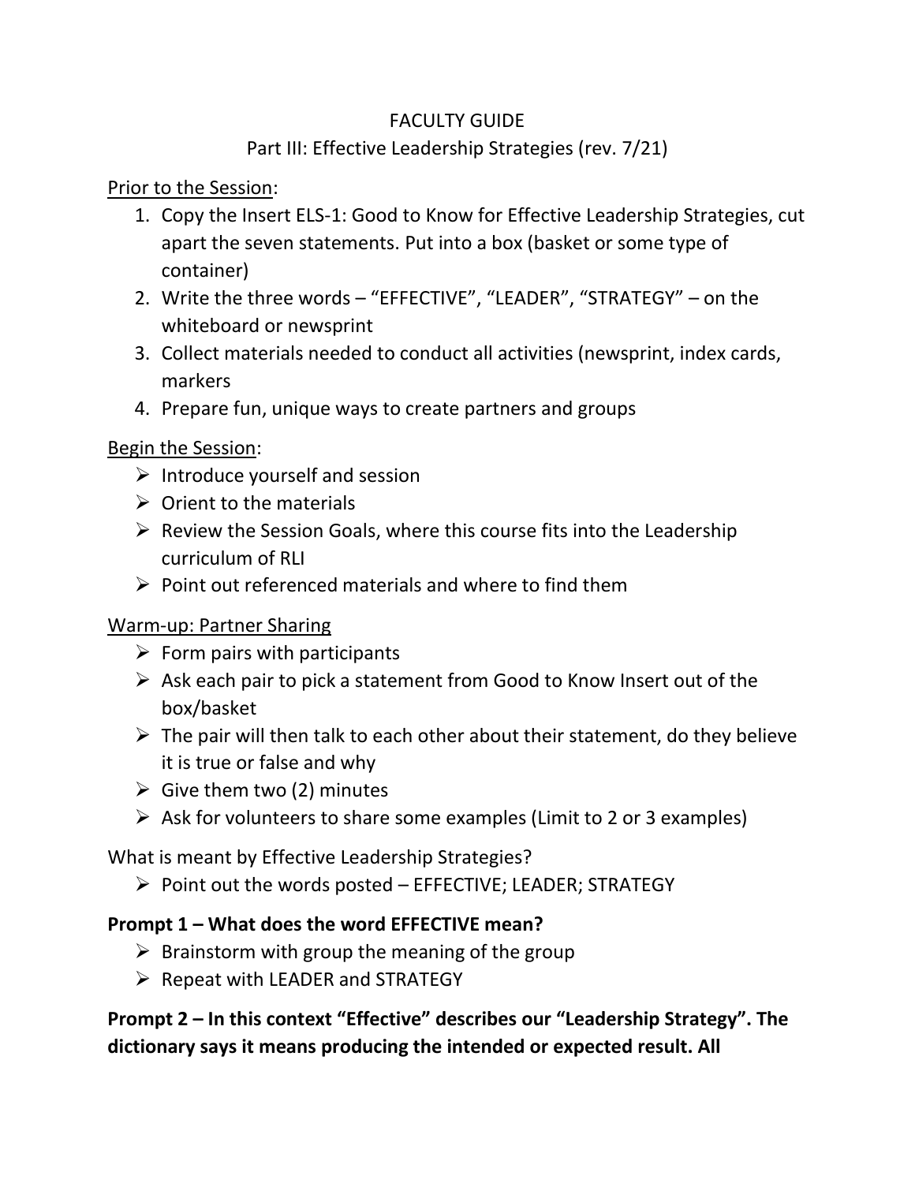# FACULTY GUIDE

## Part III: Effective Leadership Strategies (rev. 7/21)

<u>Prior to the Session</u>:

1. Copy the Insert ELS-1: Good to Know for Effective Leadership Strategies, cut apart the seven statements. Put into a box (basket or some type of container)
2. Write the three words – "EFFECTIVE", "LEADER", "STRATEGY" – on the whiteboard or newsprint
3. Collect materials needed to conduct all activities (newsprint, index cards, markers
4. Prepare fun, unique ways to create partners and groups

<u>Begin the Session</u>:

- Introduce yourself and session
- Orient to the materials
- Review the Session Goals, where this course fits into the Leadership curriculum of RLI
- Point out referenced materials and where to find them

<u>Warm-up: Partner Sharing</u>

- Form pairs with participants
- Ask each pair to pick a statement from Good to Know Insert out of the box/basket
- The pair will then talk to each other about their statement, do they believe it is true or false and why
- Give them two (2) minutes
- Ask for volunteers to share some examples (Limit to 2 or 3 examples)

What is meant by Effective Leadership Strategies?

- Point out the words posted – EFFECTIVE; LEADER; STRATEGY

**Prompt 1 – What does the word EFFECTIVE mean?**

- Brainstorm with group the meaning of the group
- Repeat with LEADER and STRATEGY

**Prompt 2 – In this context "Effective" describes our "Leadership Strategy". The dictionary says it means producing the intended or expected result. All**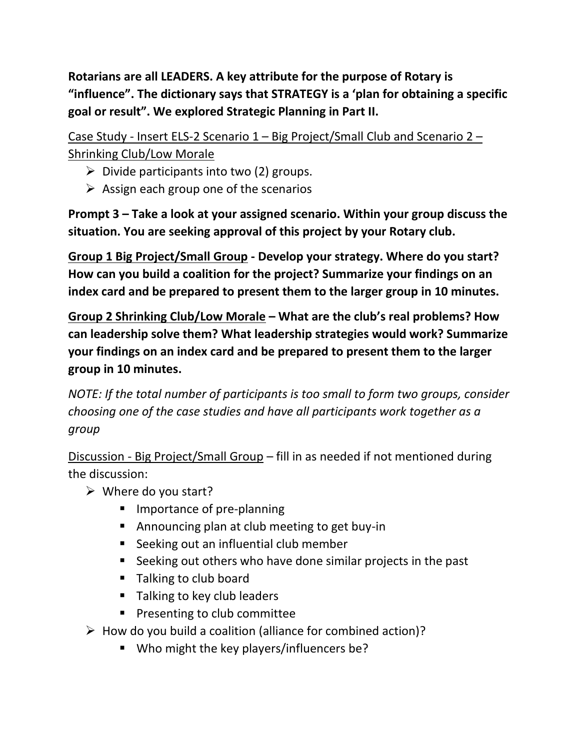**Rotarians are all LEADERS. A key attribute for the purpose of Rotary is "influence". The dictionary says that STRATEGY is a 'plan for obtaining a specific goal or result". We explored Strategic Planning in Part II.**

<u>Case Study - Insert ELS-2 Scenario 1 – Big Project/Small Club and Scenario 2 – Shrinking Club/Low Morale</u>

- Divide participants into two (2) groups.
- Assign each group one of the scenarios

**Prompt 3 – Take a look at your assigned scenario. Within your group discuss the situation. You are seeking approval of this project by your Rotary club.**

**<u>Group 1 Big Project/Small Group</u> - Develop your strategy. Where do you start? How can you build a coalition for the project? Summarize your findings on an index card and be prepared to present them to the larger group in 10 minutes.**

**<u>Group 2 Shrinking Club/Low Morale</u> – What are the club's real problems? How can leadership solve them? What leadership strategies would work? Summarize your findings on an index card and be prepared to present them to the larger group in 10 minutes.**

*NOTE: If the total number of participants is too small to form two groups, consider choosing one of the case studies and have all participants work together as a group*

<u>Discussion - Big Project/Small Group</u> – fill in as needed if not mentioned during the discussion:

- Where do you start?
  - Importance of pre-planning
  - Announcing plan at club meeting to get buy-in
  - Seeking out an influential club member
  - Seeking out others who have done similar projects in the past
  - Talking to club board
  - Talking to key club leaders
  - Presenting to club committee
- How do you build a coalition (alliance for combined action)?
  - Who might the key players/influencers be?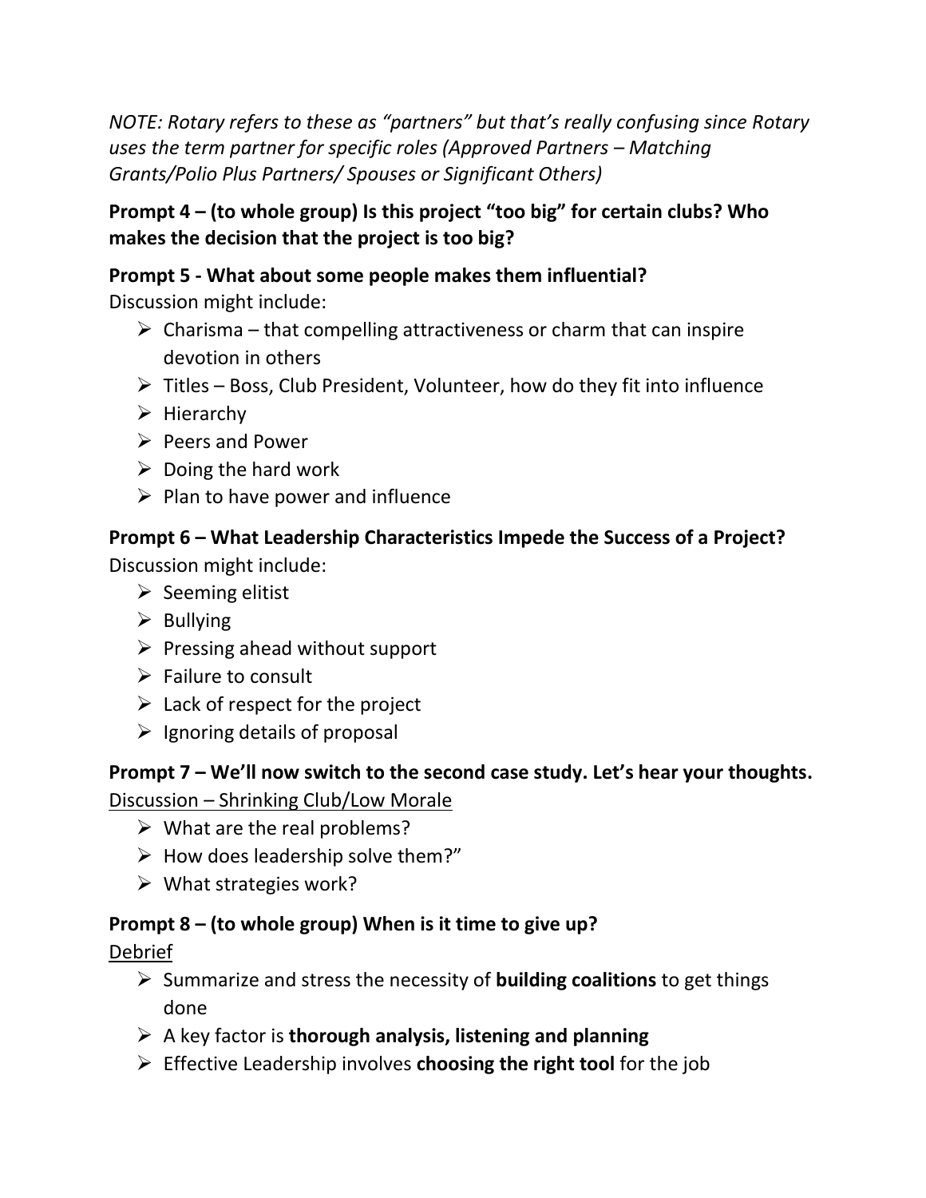*NOTE: Rotary refers to these as "partners" but that's really confusing since Rotary uses the term partner for specific roles (Approved Partners – Matching Grants/Polio Plus Partners/ Spouses or Significant Others)*

**Prompt 4 – (to whole group) Is this project "too big" for certain clubs? Who makes the decision that the project is too big?**

**Prompt 5 - What about some people makes them influential?**

Discussion might include:

- Charisma – that compelling attractiveness or charm that can inspire devotion in others
- Titles – Boss, Club President, Volunteer, how do they fit into influence
- Hierarchy
- Peers and Power
- Doing the hard work
- Plan to have power and influence

**Prompt 6 – What Leadership Characteristics Impede the Success of a Project?**

Discussion might include:

- Seeming elitist
- Bullying
- Pressing ahead without support
- Failure to consult
- Lack of respect for the project
- Ignoring details of proposal

**Prompt 7 – We'll now switch to the second case study. Let's hear your thoughts.**

<u>Discussion – Shrinking Club/Low Morale</u>

- What are the real problems?
- How does leadership solve them?"
- What strategies work?

**Prompt 8 – (to whole group) When is it time to give up?**

<u>Debrief</u>

- Summarize and stress the necessity of **building coalitions** to get things done
- A key factor is **thorough analysis, listening and planning**
- Effective Leadership involves **choosing the right tool** for the job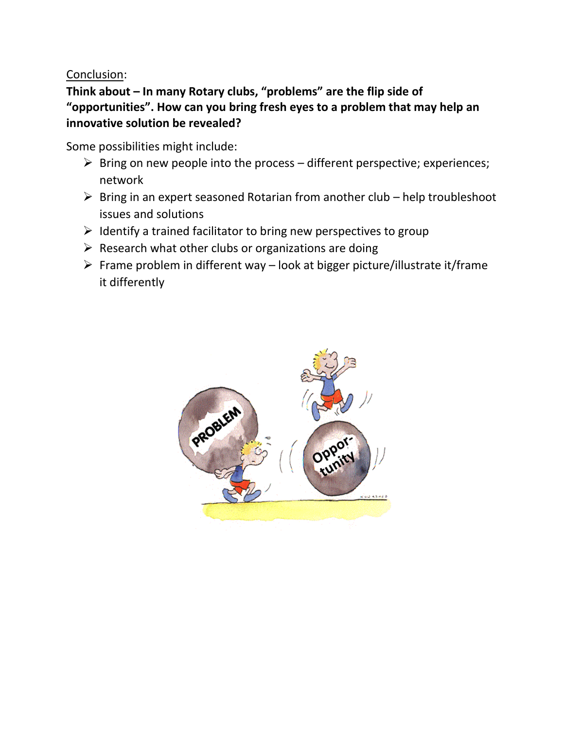<u>Conclusion</u>:

**Think about – In many Rotary clubs, "problems" are the flip side of "opportunities". How can you bring fresh eyes to a problem that may help an innovative solution be revealed?**

Some possibilities might include:

- Bring on new people into the process – different perspective; experiences; network
- Bring in an expert seasoned Rotarian from another club – help troubleshoot issues and solutions
- Identify a trained facilitator to bring new perspectives to group
- Research what other clubs or organizations are doing
- Frame problem in different way – look at bigger picture/illustrate it/frame it differently